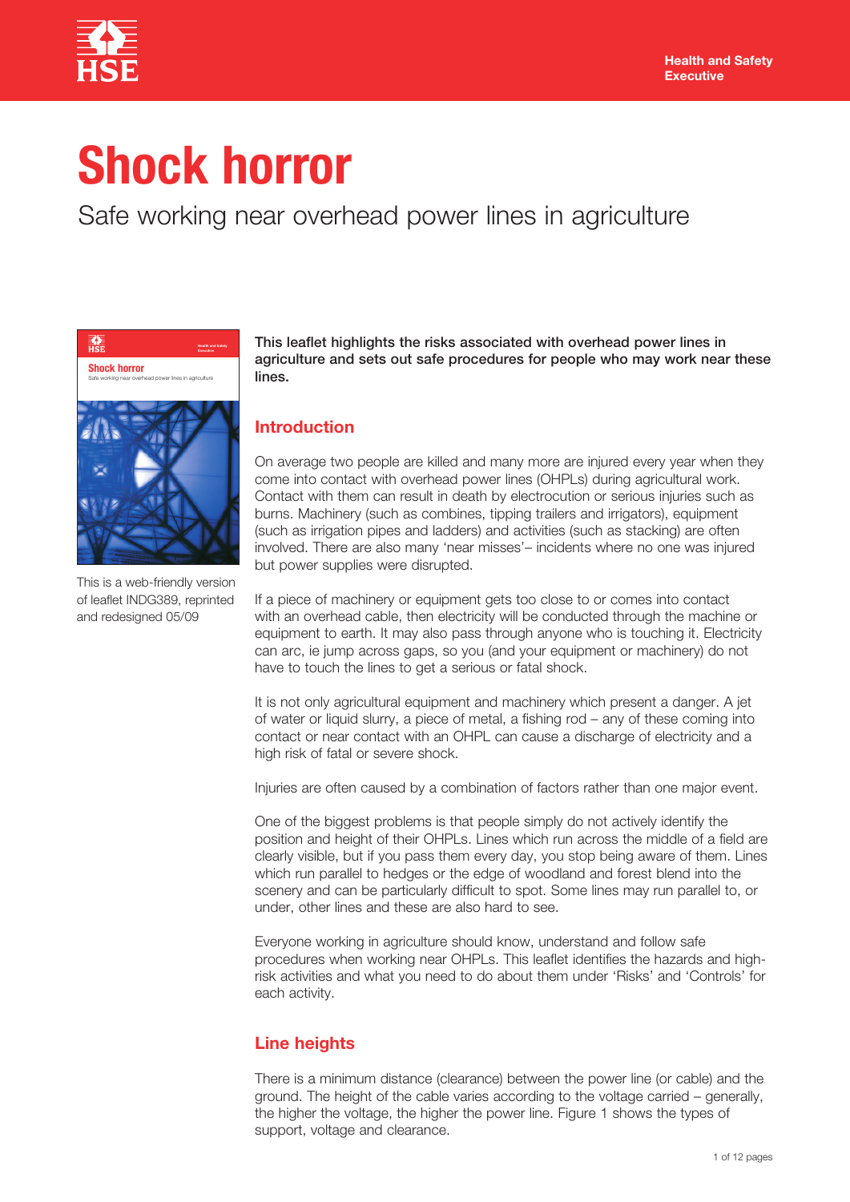Health and Safety Executive

# Shock horror

## Safe working near overhead power lines in agriculture

This is a web-friendly version of leaflet INDG389, reprinted and redesigned 05/09

**This leaflet highlights the risks associated with overhead power lines in agriculture and sets out safe procedures for people who may work near these lines.**

## Introduction

On average two people are killed and many more are injured every year when they come into contact with overhead power lines (OHPLs) during agricultural work. Contact with them can result in death by electrocution or serious injuries such as burns. Machinery (such as combines, tipping trailers and irrigators), equipment (such as irrigation pipes and ladders) and activities (such as stacking) are often involved. There are also many 'near misses'– incidents where no one was injured but power supplies were disrupted.

If a piece of machinery or equipment gets too close to or comes into contact with an overhead cable, then electricity will be conducted through the machine or equipment to earth. It may also pass through anyone who is touching it. Electricity can arc, ie jump across gaps, so you (and your equipment or machinery) do not have to touch the lines to get a serious or fatal shock.

It is not only agricultural equipment and machinery which present a danger. A jet of water or liquid slurry, a piece of metal, a fishing rod – any of these coming into contact or near contact with an OHPL can cause a discharge of electricity and a high risk of fatal or severe shock.

Injuries are often caused by a combination of factors rather than one major event.

One of the biggest problems is that people simply do not actively identify the position and height of their OHPLs. Lines which run across the middle of a field are clearly visible, but if you pass them every day, you stop being aware of them. Lines which run parallel to hedges or the edge of woodland and forest blend into the scenery and can be particularly difficult to spot. Some lines may run parallel to, or under, other lines and these are also hard to see.

Everyone working in agriculture should know, understand and follow safe procedures when working near OHPLs. This leaflet identifies the hazards and high-risk activities and what you need to do about them under 'Risks' and 'Controls' for each activity.

## Line heights

There is a minimum distance (clearance) between the power line (or cable) and the ground. The height of the cable varies according to the voltage carried – generally, the higher the voltage, the higher the power line. Figure 1 shows the types of support, voltage and clearance.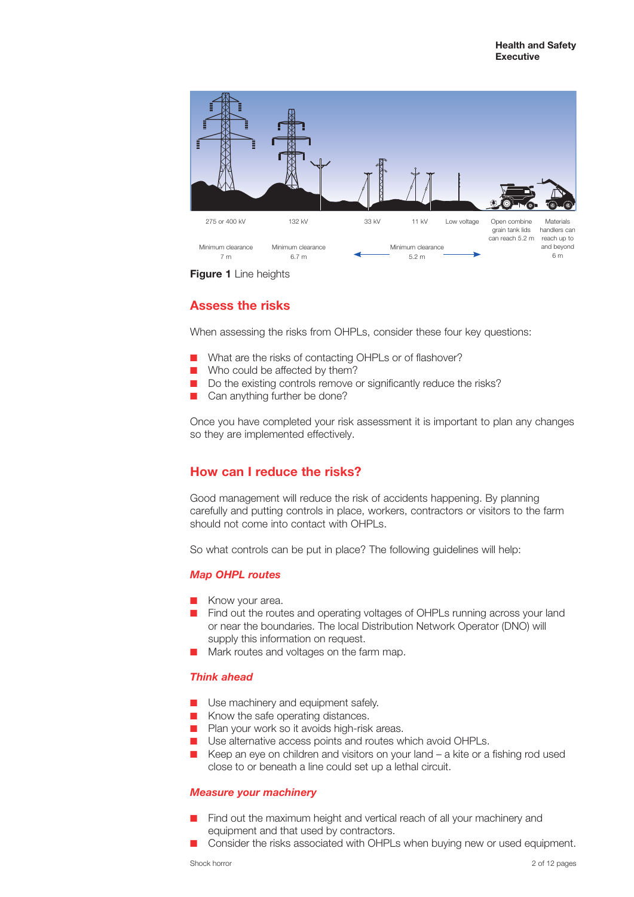275 or 400 kV | 132 kV | 33 kV | 11 kV | Low voltage | Open combine grain tank lids can reach 5.2 m | Materials handlers can reach up to and beyond 6 m

Minimum clearance 7 m | Minimum clearance 6.7 m | Minimum clearance 5.2 m

**Figure 1** Line heights

## Assess the risks

When assessing the risks from OHPLs, consider these four key questions:

- What are the risks of contacting OHPLs or of flashover?
- Who could be affected by them?
- Do the existing controls remove or significantly reduce the risks?
- Can anything further be done?

Once you have completed your risk assessment it is important to plan any changes so they are implemented effectively.

## How can I reduce the risks?

Good management will reduce the risk of accidents happening. By planning carefully and putting controls in place, workers, contractors or visitors to the farm should not come into contact with OHPLs.

So what controls can be put in place? The following guidelines will help:

### *Map OHPL routes*

- Know your area.
- Find out the routes and operating voltages of OHPLs running across your land or near the boundaries. The local Distribution Network Operator (DNO) will supply this information on request.
- Mark routes and voltages on the farm map.

### *Think ahead*

- Use machinery and equipment safely.
- Know the safe operating distances.
- Plan your work so it avoids high-risk areas.
- Use alternative access points and routes which avoid OHPLs.
- Keep an eye on children and visitors on your land – a kite or a fishing rod used close to or beneath a line could set up a lethal circuit.

### *Measure your machinery*

- Find out the maximum height and vertical reach of all your machinery and equipment and that used by contractors.
- Consider the risks associated with OHPLs when buying new or used equipment.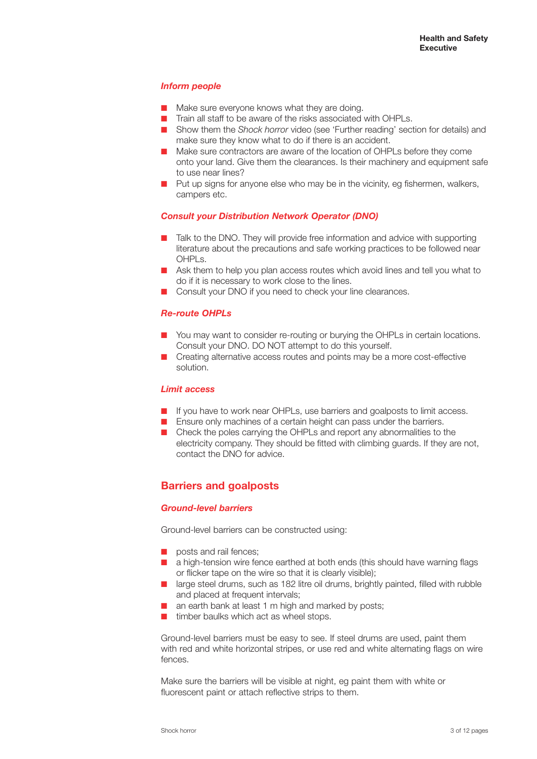### *Inform people*

- Make sure everyone knows what they are doing.
- Train all staff to be aware of the risks associated with OHPLs.
- Show them the *Shock horror* video (see 'Further reading' section for details) and make sure they know what to do if there is an accident.
- Make sure contractors are aware of the location of OHPLs before they come onto your land. Give them the clearances. Is their machinery and equipment safe to use near lines?
- Put up signs for anyone else who may be in the vicinity, eg fishermen, walkers, campers etc.

### *Consult your Distribution Network Operator (DNO)*

- Talk to the DNO. They will provide free information and advice with supporting literature about the precautions and safe working practices to be followed near OHPLs.
- Ask them to help you plan access routes which avoid lines and tell you what to do if it is necessary to work close to the lines.
- Consult your DNO if you need to check your line clearances.

### *Re-route OHPLs*

- You may want to consider re-routing or burying the OHPLs in certain locations. Consult your DNO. DO NOT attempt to do this yourself.
- Creating alternative access routes and points may be a more cost-effective solution.

### *Limit access*

- If you have to work near OHPLs, use barriers and goalposts to limit access.
- Ensure only machines of a certain height can pass under the barriers.
- Check the poles carrying the OHPLs and report any abnormalities to the electricity company. They should be fitted with climbing guards. If they are not, contact the DNO for advice.

## Barriers and goalposts

### *Ground-level barriers*

Ground-level barriers can be constructed using:

- posts and rail fences;
- a high-tension wire fence earthed at both ends (this should have warning flags or flicker tape on the wire so that it is clearly visible);
- large steel drums, such as 182 litre oil drums, brightly painted, filled with rubble and placed at frequent intervals;
- an earth bank at least 1 m high and marked by posts;
- timber baulks which act as wheel stops.

Ground-level barriers must be easy to see. If steel drums are used, paint them with red and white horizontal stripes, or use red and white alternating flags on wire fences.

Make sure the barriers will be visible at night, eg paint them with white or fluorescent paint or attach reflective strips to them.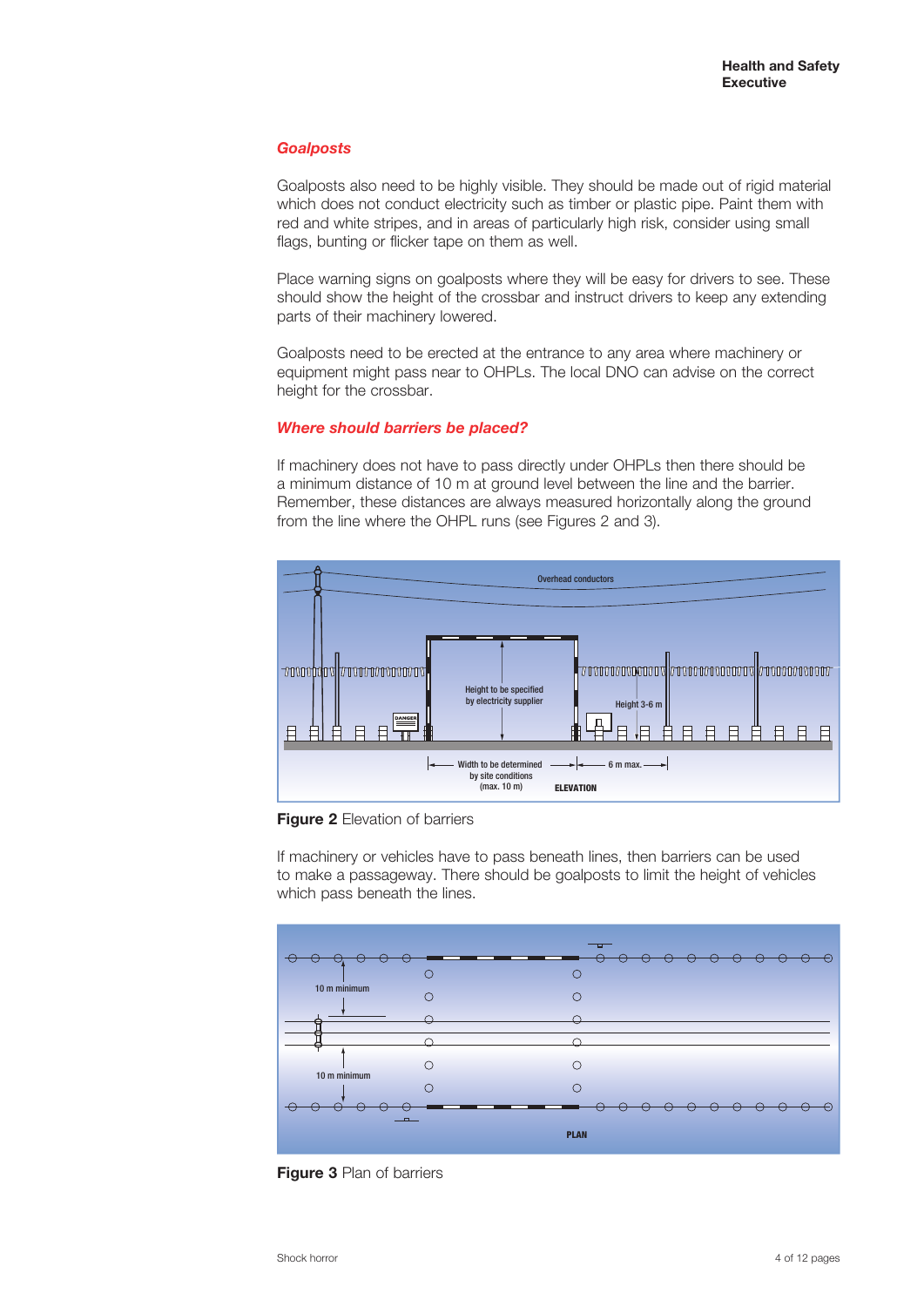### Goalposts

Goalposts also need to be highly visible. They should be made out of rigid material which does not conduct electricity such as timber or plastic pipe. Paint them with red and white stripes, and in areas of particularly high risk, consider using small flags, bunting or flicker tape on them as well.

Place warning signs on goalposts where they will be easy for drivers to see. These should show the height of the crossbar and instruct drivers to keep any extending parts of their machinery lowered.

Goalposts need to be erected at the entrance to any area where machinery or equipment might pass near to OHPLs. The local DNO can advise on the correct height for the crossbar.

### Where should barriers be placed?

If machinery does not have to pass directly under OHPLs then there should be a minimum distance of 10 m at ground level between the line and the barrier. Remember, these distances are always measured horizontally along the ground from the line where the OHPL runs (see Figures 2 and 3).

**Figure 2** Elevation of barriers

If machinery or vehicles have to pass beneath lines, then barriers can be used to make a passageway. There should be goalposts to limit the height of vehicles which pass beneath the lines.

**Figure 3** Plan of barriers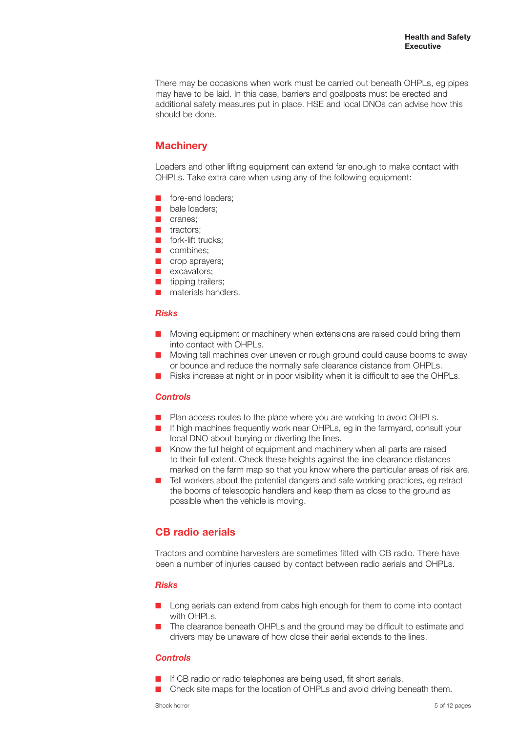There may be occasions when work must be carried out beneath OHPLs, eg pipes may have to be laid. In this case, barriers and goalposts must be erected and additional safety measures put in place. HSE and local DNOs can advise how this should be done.

## Machinery

Loaders and other lifting equipment can extend far enough to make contact with OHPLs. Take extra care when using any of the following equipment:

- fore-end loaders;
- bale loaders;
- cranes;
- tractors;
- fork-lift trucks;
- combines;
- crop sprayers;
- excavators;
- tipping trailers;
- materials handlers.

### *Risks*

- Moving equipment or machinery when extensions are raised could bring them into contact with OHPLs.
- Moving tall machines over uneven or rough ground could cause booms to sway or bounce and reduce the normally safe clearance distance from OHPLs.
- Risks increase at night or in poor visibility when it is difficult to see the OHPLs.

### *Controls*

- Plan access routes to the place where you are working to avoid OHPLs.
- If high machines frequently work near OHPLs, eg in the farmyard, consult your local DNO about burying or diverting the lines.
- Know the full height of equipment and machinery when all parts are raised to their full extent. Check these heights against the line clearance distances marked on the farm map so that you know where the particular areas of risk are.
- Tell workers about the potential dangers and safe working practices, eg retract the booms of telescopic handlers and keep them as close to the ground as possible when the vehicle is moving.

## CB radio aerials

Tractors and combine harvesters are sometimes fitted with CB radio. There have been a number of injuries caused by contact between radio aerials and OHPLs.

### *Risks*

- Long aerials can extend from cabs high enough for them to come into contact with OHPLs.
- The clearance beneath OHPLs and the ground may be difficult to estimate and drivers may be unaware of how close their aerial extends to the lines.

### *Controls*

- If CB radio or radio telephones are being used, fit short aerials.
- Check site maps for the location of OHPLs and avoid driving beneath them.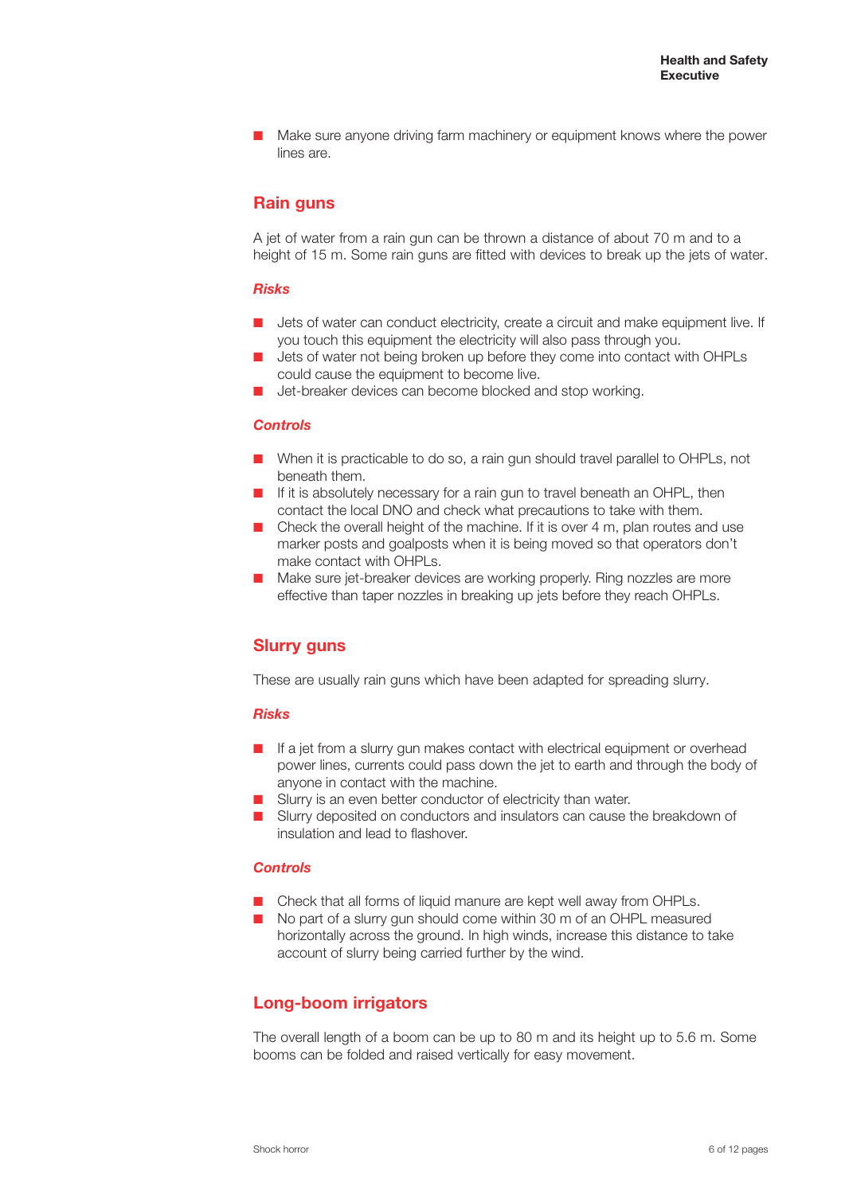- Make sure anyone driving farm machinery or equipment knows where the power lines are.

## Rain guns

A jet of water from a rain gun can be thrown a distance of about 70 m and to a height of 15 m. Some rain guns are fitted with devices to break up the jets of water.

### *Risks*

- Jets of water can conduct electricity, create a circuit and make equipment live. If you touch this equipment the electricity will also pass through you.
- Jets of water not being broken up before they come into contact with OHPLs could cause the equipment to become live.
- Jet-breaker devices can become blocked and stop working.

### *Controls*

- When it is practicable to do so, a rain gun should travel parallel to OHPLs, not beneath them.
- If it is absolutely necessary for a rain gun to travel beneath an OHPL, then contact the local DNO and check what precautions to take with them.
- Check the overall height of the machine. If it is over 4 m, plan routes and use marker posts and goalposts when it is being moved so that operators don't make contact with OHPLs.
- Make sure jet-breaker devices are working properly. Ring nozzles are more effective than taper nozzles in breaking up jets before they reach OHPLs.

## Slurry guns

These are usually rain guns which have been adapted for spreading slurry.

### *Risks*

- If a jet from a slurry gun makes contact with electrical equipment or overhead power lines, currents could pass down the jet to earth and through the body of anyone in contact with the machine.
- Slurry is an even better conductor of electricity than water.
- Slurry deposited on conductors and insulators can cause the breakdown of insulation and lead to flashover.

### *Controls*

- Check that all forms of liquid manure are kept well away from OHPLs.
- No part of a slurry gun should come within 30 m of an OHPL measured horizontally across the ground. In high winds, increase this distance to take account of slurry being carried further by the wind.

## Long-boom irrigators

The overall length of a boom can be up to 80 m and its height up to 5.6 m. Some booms can be folded and raised vertically for easy movement.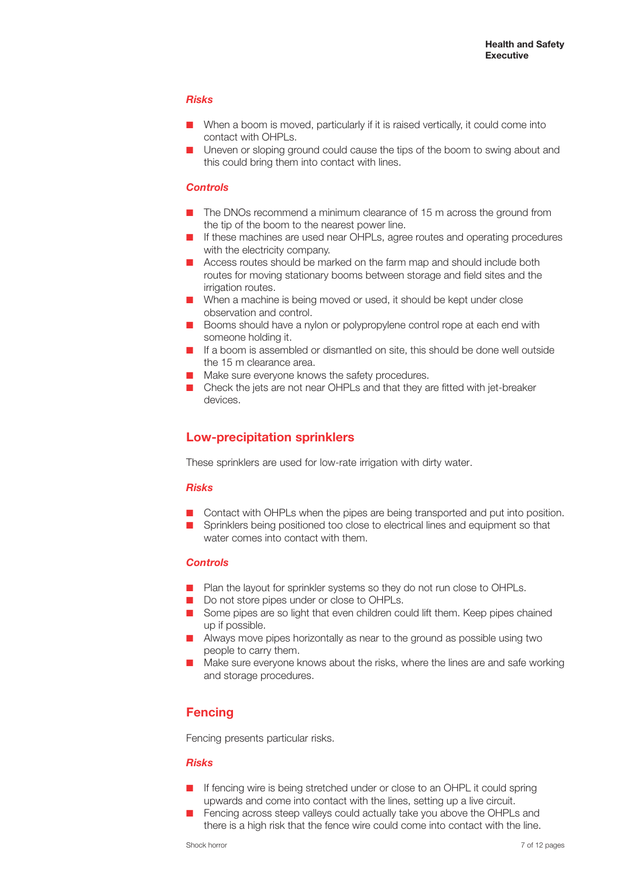### *Risks*

- When a boom is moved, particularly if it is raised vertically, it could come into contact with OHPLs.
- Uneven or sloping ground could cause the tips of the boom to swing about and this could bring them into contact with lines.

### *Controls*

- The DNOs recommend a minimum clearance of 15 m across the ground from the tip of the boom to the nearest power line.
- If these machines are used near OHPLs, agree routes and operating procedures with the electricity company.
- Access routes should be marked on the farm map and should include both routes for moving stationary booms between storage and field sites and the irrigation routes.
- When a machine is being moved or used, it should be kept under close observation and control.
- Booms should have a nylon or polypropylene control rope at each end with someone holding it.
- If a boom is assembled or dismantled on site, this should be done well outside the 15 m clearance area.
- Make sure everyone knows the safety procedures.
- Check the jets are not near OHPLs and that they are fitted with jet-breaker devices.

## Low-precipitation sprinklers

These sprinklers are used for low-rate irrigation with dirty water.

### *Risks*

- Contact with OHPLs when the pipes are being transported and put into position.
- Sprinklers being positioned too close to electrical lines and equipment so that water comes into contact with them.

### *Controls*

- Plan the layout for sprinkler systems so they do not run close to OHPLs.
- Do not store pipes under or close to OHPLs.
- Some pipes are so light that even children could lift them. Keep pipes chained up if possible.
- Always move pipes horizontally as near to the ground as possible using two people to carry them.
- Make sure everyone knows about the risks, where the lines are and safe working and storage procedures.

## Fencing

Fencing presents particular risks.

### *Risks*

- If fencing wire is being stretched under or close to an OHPL it could spring upwards and come into contact with the lines, setting up a live circuit.
- Fencing across steep valleys could actually take you above the OHPLs and there is a high risk that the fence wire could come into contact with the line.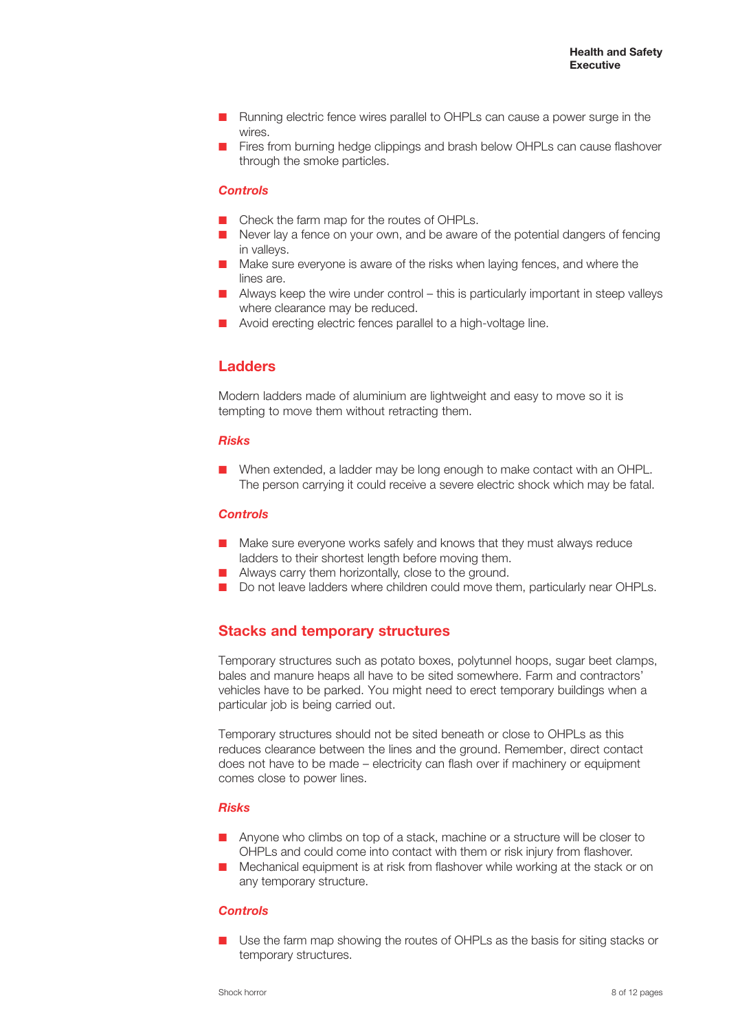- Running electric fence wires parallel to OHPLs can cause a power surge in the wires.
- Fires from burning hedge clippings and brash below OHPLs can cause flashover through the smoke particles.

### *Controls*

- Check the farm map for the routes of OHPLs.
- Never lay a fence on your own, and be aware of the potential dangers of fencing in valleys.
- Make sure everyone is aware of the risks when laying fences, and where the lines are.
- Always keep the wire under control – this is particularly important in steep valleys where clearance may be reduced.
- Avoid erecting electric fences parallel to a high-voltage line.

## Ladders

Modern ladders made of aluminium are lightweight and easy to move so it is tempting to move them without retracting them.

### *Risks*

- When extended, a ladder may be long enough to make contact with an OHPL. The person carrying it could receive a severe electric shock which may be fatal.

### *Controls*

- Make sure everyone works safely and knows that they must always reduce ladders to their shortest length before moving them.
- Always carry them horizontally, close to the ground.
- Do not leave ladders where children could move them, particularly near OHPLs.

## Stacks and temporary structures

Temporary structures such as potato boxes, polytunnel hoops, sugar beet clamps, bales and manure heaps all have to be sited somewhere. Farm and contractors' vehicles have to be parked. You might need to erect temporary buildings when a particular job is being carried out.

Temporary structures should not be sited beneath or close to OHPLs as this reduces clearance between the lines and the ground. Remember, direct contact does not have to be made – electricity can flash over if machinery or equipment comes close to power lines.

### *Risks*

- Anyone who climbs on top of a stack, machine or a structure will be closer to OHPLs and could come into contact with them or risk injury from flashover.
- Mechanical equipment is at risk from flashover while working at the stack or on any temporary structure.

### *Controls*

- Use the farm map showing the routes of OHPLs as the basis for siting stacks or temporary structures.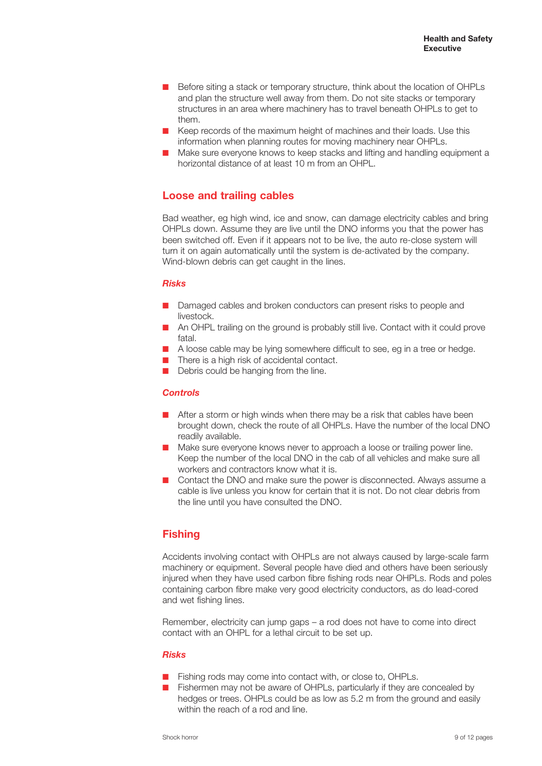- Before siting a stack or temporary structure, think about the location of OHPLs and plan the structure well away from them. Do not site stacks or temporary structures in an area where machinery has to travel beneath OHPLs to get to them.
- Keep records of the maximum height of machines and their loads. Use this information when planning routes for moving machinery near OHPLs.
- Make sure everyone knows to keep stacks and lifting and handling equipment a horizontal distance of at least 10 m from an OHPL.

## Loose and trailing cables

Bad weather, eg high wind, ice and snow, can damage electricity cables and bring OHPLs down. Assume they are live until the DNO informs you that the power has been switched off. Even if it appears not to be live, the auto re-close system will turn it on again automatically until the system is de-activated by the company. Wind-blown debris can get caught in the lines.

### *Risks*

- Damaged cables and broken conductors can present risks to people and livestock.
- An OHPL trailing on the ground is probably still live. Contact with it could prove fatal.
- A loose cable may be lying somewhere difficult to see, eg in a tree or hedge.
- There is a high risk of accidental contact.
- Debris could be hanging from the line.

### *Controls*

- After a storm or high winds when there may be a risk that cables have been brought down, check the route of all OHPLs. Have the number of the local DNO readily available.
- Make sure everyone knows never to approach a loose or trailing power line. Keep the number of the local DNO in the cab of all vehicles and make sure all workers and contractors know what it is.
- Contact the DNO and make sure the power is disconnected. Always assume a cable is live unless you know for certain that it is not. Do not clear debris from the line until you have consulted the DNO.

## Fishing

Accidents involving contact with OHPLs are not always caused by large-scale farm machinery or equipment. Several people have died and others have been seriously injured when they have used carbon fibre fishing rods near OHPLs. Rods and poles containing carbon fibre make very good electricity conductors, as do lead-cored and wet fishing lines.

Remember, electricity can jump gaps – a rod does not have to come into direct contact with an OHPL for a lethal circuit to be set up.

### *Risks*

- Fishing rods may come into contact with, or close to, OHPLs.
- Fishermen may not be aware of OHPLs, particularly if they are concealed by hedges or trees. OHPLs could be as low as 5.2 m from the ground and easily within the reach of a rod and line.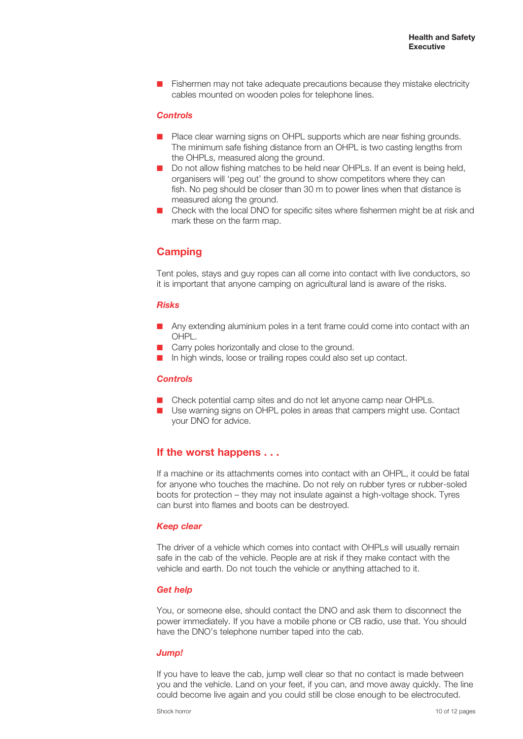- Fishermen may not take adequate precautions because they mistake electricity cables mounted on wooden poles for telephone lines.

### *Controls*

- Place clear warning signs on OHPL supports which are near fishing grounds. The minimum safe fishing distance from an OHPL is two casting lengths from the OHPLs, measured along the ground.
- Do not allow fishing matches to be held near OHPLs. If an event is being held, organisers will 'peg out' the ground to show competitors where they can fish. No peg should be closer than 30 m to power lines when that distance is measured along the ground.
- Check with the local DNO for specific sites where fishermen might be at risk and mark these on the farm map.

## Camping

Tent poles, stays and guy ropes can all come into contact with live conductors, so it is important that anyone camping on agricultural land is aware of the risks.

### *Risks*

- Any extending aluminium poles in a tent frame could come into contact with an OHPL.
- Carry poles horizontally and close to the ground.
- In high winds, loose or trailing ropes could also set up contact.

### *Controls*

- Check potential camp sites and do not let anyone camp near OHPLs.
- Use warning signs on OHPL poles in areas that campers might use. Contact your DNO for advice.

## If the worst happens . . .

If a machine or its attachments comes into contact with an OHPL, it could be fatal for anyone who touches the machine. Do not rely on rubber tyres or rubber-soled boots for protection – they may not insulate against a high-voltage shock. Tyres can burst into flames and boots can be destroyed.

### *Keep clear*

The driver of a vehicle which comes into contact with OHPLs will usually remain safe in the cab of the vehicle. People are at risk if they make contact with the vehicle and earth. Do not touch the vehicle or anything attached to it.

### *Get help*

You, or someone else, should contact the DNO and ask them to disconnect the power immediately. If you have a mobile phone or CB radio, use that. You should have the DNO's telephone number taped into the cab.

### *Jump!*

If you have to leave the cab, jump well clear so that no contact is made between you and the vehicle. Land on your feet, if you can, and move away quickly. The line could become live again and you could still be close enough to be electrocuted.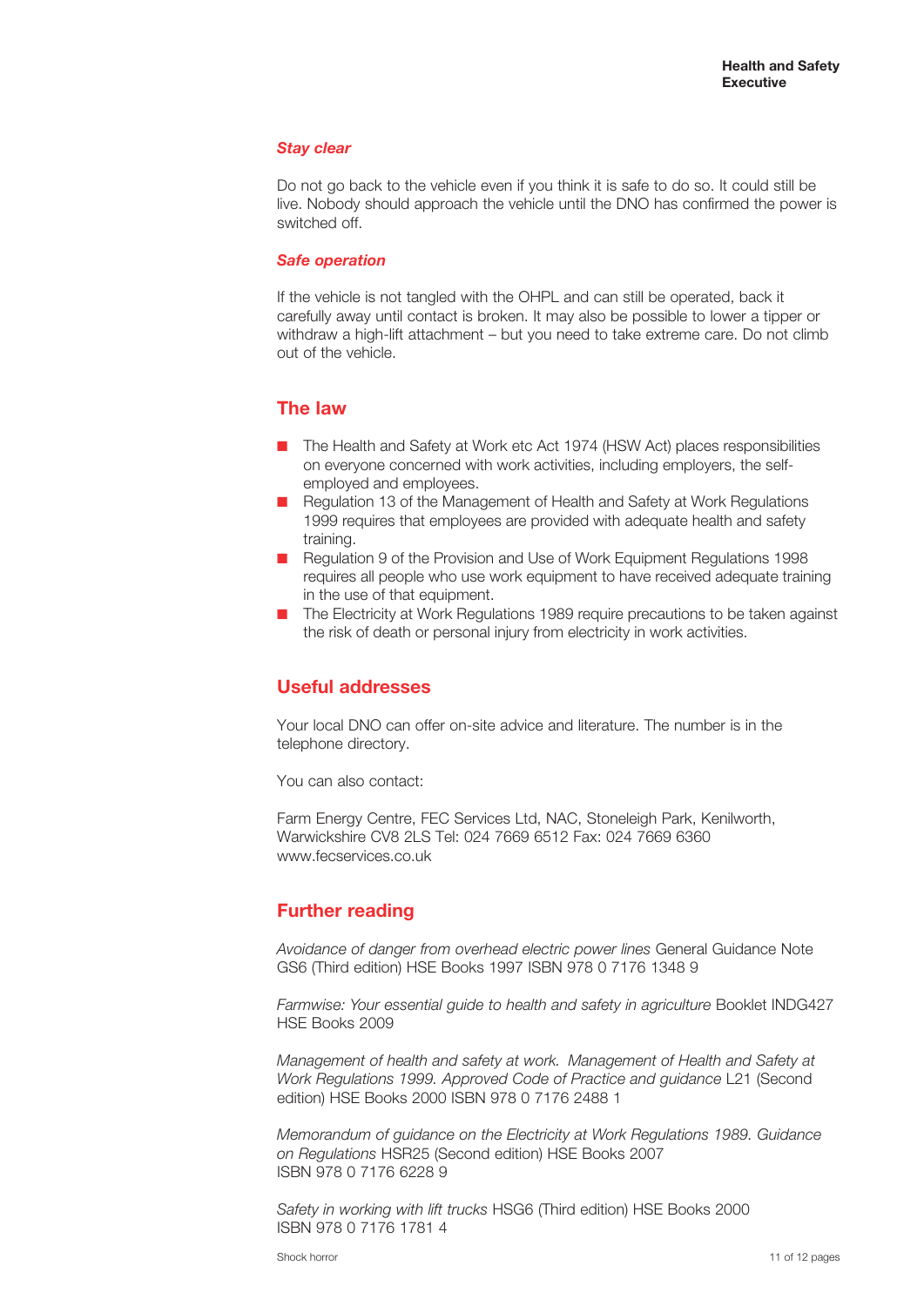### *Stay clear*

Do not go back to the vehicle even if you think it is safe to do so. It could still be live. Nobody should approach the vehicle until the DNO has confirmed the power is switched off.

### *Safe operation*

If the vehicle is not tangled with the OHPL and can still be operated, back it carefully away until contact is broken. It may also be possible to lower a tipper or withdraw a high-lift attachment – but you need to take extreme care. Do not climb out of the vehicle.

## The law

- The Health and Safety at Work etc Act 1974 (HSW Act) places responsibilities on everyone concerned with work activities, including employers, the self-employed and employees.
- Regulation 13 of the Management of Health and Safety at Work Regulations 1999 requires that employees are provided with adequate health and safety training.
- Regulation 9 of the Provision and Use of Work Equipment Regulations 1998 requires all people who use work equipment to have received adequate training in the use of that equipment.
- The Electricity at Work Regulations 1989 require precautions to be taken against the risk of death or personal injury from electricity in work activities.

## Useful addresses

Your local DNO can offer on-site advice and literature. The number is in the telephone directory.

You can also contact:

Farm Energy Centre, FEC Services Ltd, NAC, Stoneleigh Park, Kenilworth, Warwickshire CV8 2LS Tel: 024 7669 6512 Fax: 024 7669 6360 www.fecservices.co.uk

## Further reading

*Avoidance of danger from overhead electric power lines* General Guidance Note GS6 (Third edition) HSE Books 1997 ISBN 978 0 7176 1348 9

*Farmwise: Your essential guide to health and safety in agriculture* Booklet INDG427 HSE Books 2009

*Management of health and safety at work. Management of Health and Safety at Work Regulations 1999. Approved Code of Practice and guidance* L21 (Second edition) HSE Books 2000 ISBN 978 0 7176 2488 1

*Memorandum of guidance on the Electricity at Work Regulations 1989. Guidance on Regulations* HSR25 (Second edition) HSE Books 2007 ISBN 978 0 7176 6228 9

*Safety in working with lift trucks* HSG6 (Third edition) HSE Books 2000 ISBN 978 0 7176 1781 4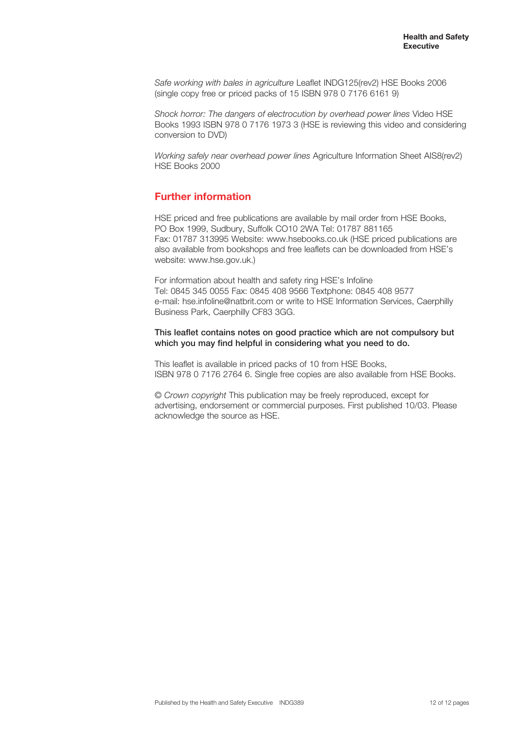*Safe working with bales in agriculture* Leaflet INDG125(rev2) HSE Books 2006 (single copy free or priced packs of 15 ISBN 978 0 7176 6161 9)

*Shock horror: The dangers of electrocution by overhead power lines* Video HSE Books 1993 ISBN 978 0 7176 1973 3 (HSE is reviewing this video and considering conversion to DVD)

*Working safely near overhead power lines* Agriculture Information Sheet AIS8(rev2) HSE Books 2000

## Further information

HSE priced and free publications are available by mail order from HSE Books, PO Box 1999, Sudbury, Suffolk CO10 2WA Tel: 01787 881165 Fax: 01787 313995 Website: www.hsebooks.co.uk (HSE priced publications are also available from bookshops and free leaflets can be downloaded from HSE's website: www.hse.gov.uk.)

For information about health and safety ring HSE's Infoline Tel: 0845 345 0055 Fax: 0845 408 9566 Textphone: 0845 408 9577 e-mail: hse.infoline@natbrit.com or write to HSE Information Services, Caerphilly Business Park, Caerphilly CF83 3GG.

**This leaflet contains notes on good practice which are not compulsory but which you may find helpful in considering what you need to do.**

This leaflet is available in priced packs of 10 from HSE Books, ISBN 978 0 7176 2764 6. Single free copies are also available from HSE Books.

© *Crown copyright* This publication may be freely reproduced, except for advertising, endorsement or commercial purposes. First published 10/03. Please acknowledge the source as HSE.